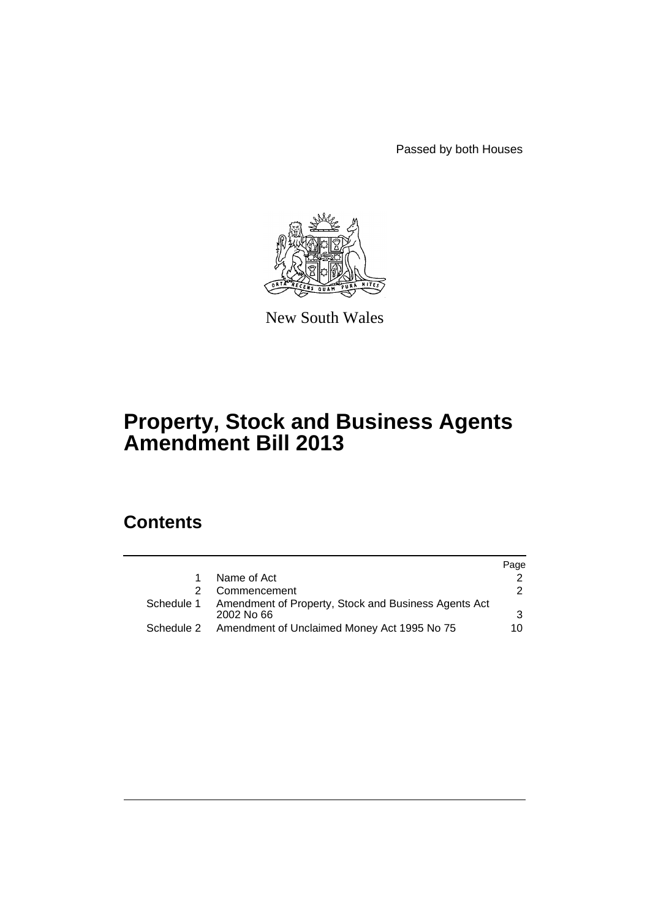Passed by both Houses

New South Wales

# Property, Stock and Business Agents Amendment Bill 2013

## Contents

| | | Page |
|---|---|---|
| 1 | Name of Act | 2 |
| 2 | Commencement | 2 |
| Schedule 1 | Amendment of Property, Stock and Business Agents Act 2002 No 66 | 3 |
| Schedule 2 | Amendment of Unclaimed Money Act 1995 No 75 | 10 |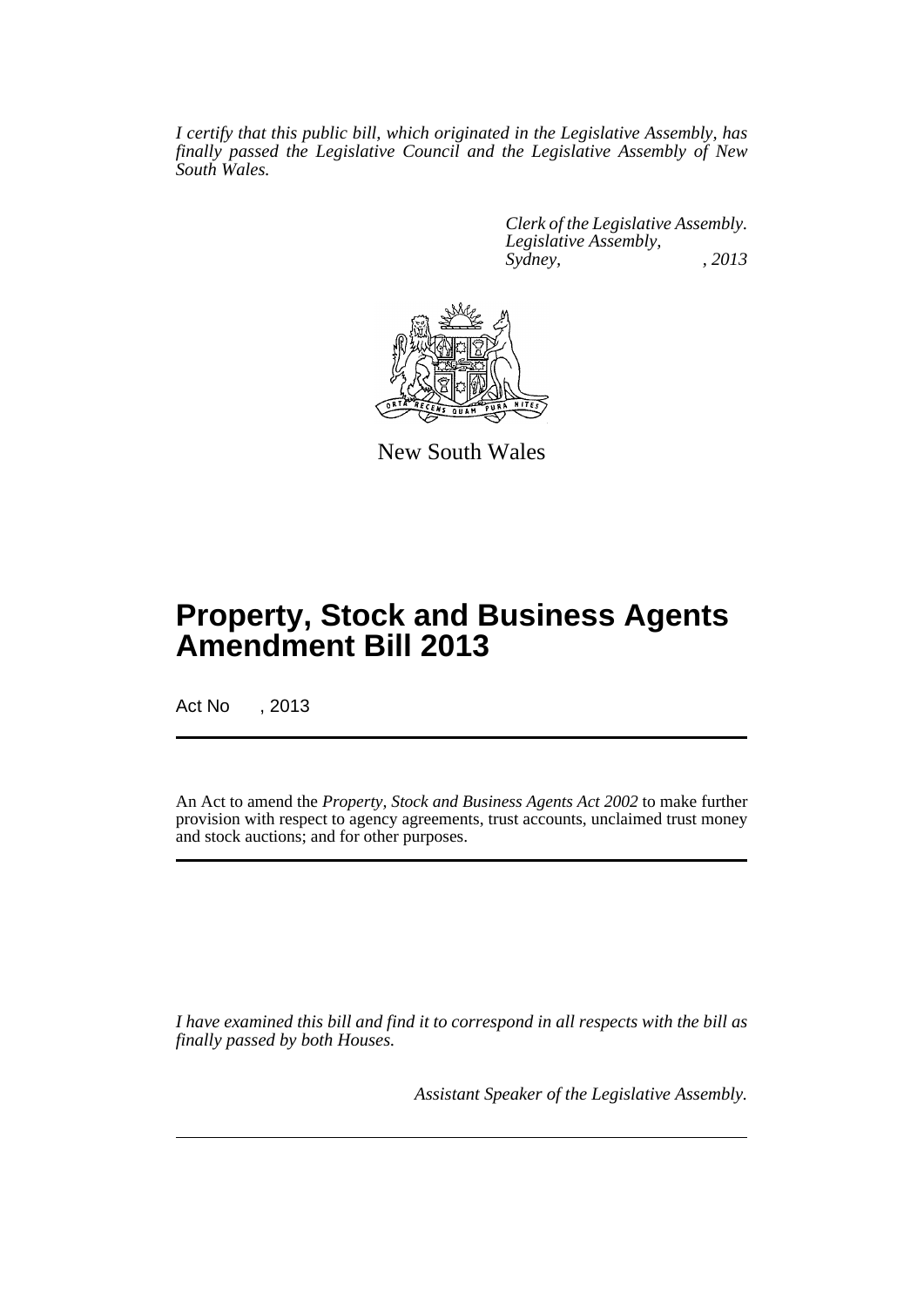*I certify that this public bill, which originated in the Legislative Assembly, has finally passed the Legislative Council and the Legislative Assembly of New South Wales.*

*Clerk of the Legislative Assembly.*
*Legislative Assembly,*
*Sydney, , 2013*

New South Wales

# Property, Stock and Business Agents Amendment Bill 2013

Act No , 2013

An Act to amend the *Property, Stock and Business Agents Act 2002* to make further provision with respect to agency agreements, trust accounts, unclaimed trust money and stock auctions; and for other purposes.

*I have examined this bill and find it to correspond in all respects with the bill as finally passed by both Houses.*

*Assistant Speaker of the Legislative Assembly.*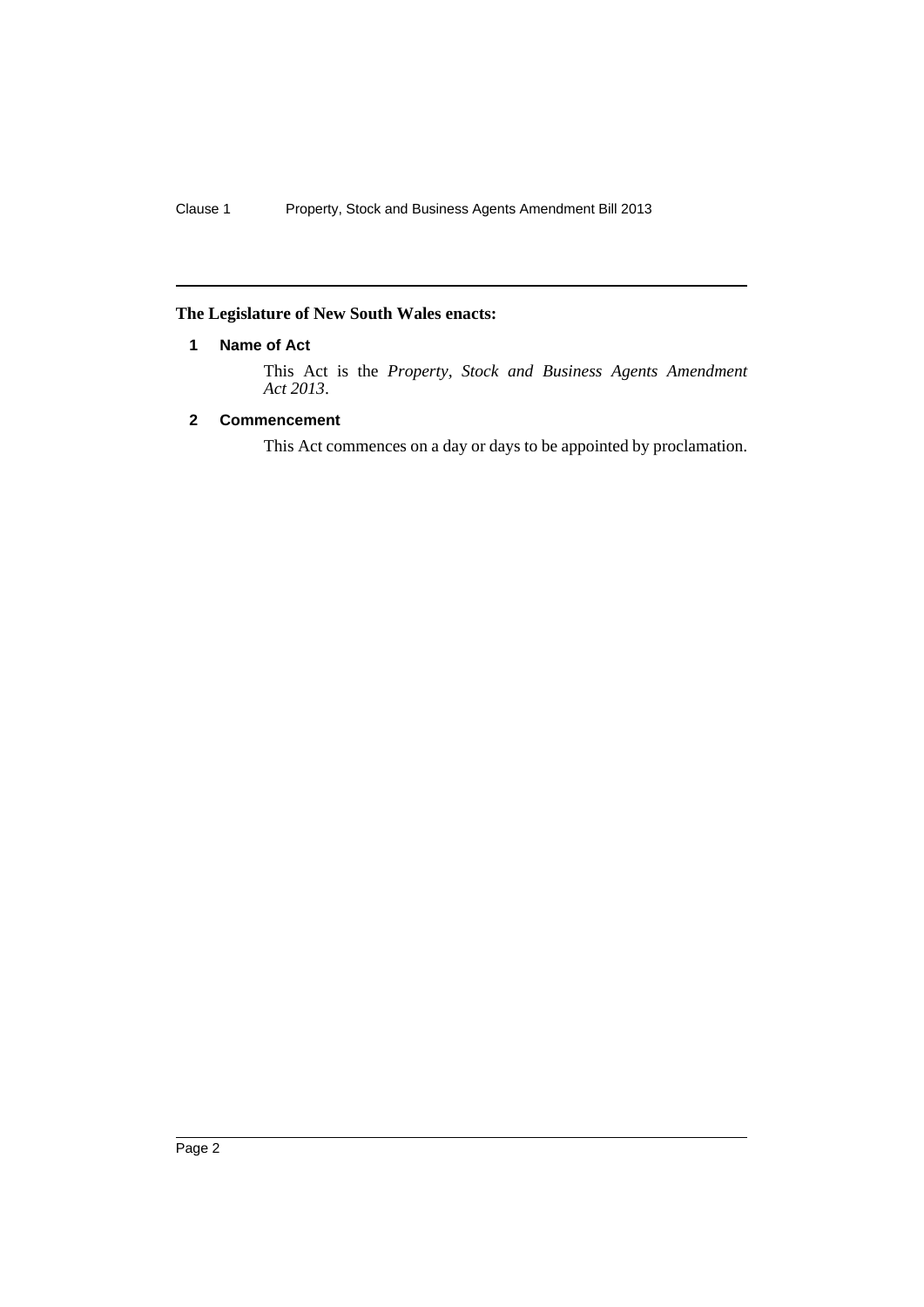**The Legislature of New South Wales enacts:**

### 1 Name of Act

This Act is the *Property, Stock and Business Agents Amendment Act 2013*.

### 2 Commencement

This Act commences on a day or days to be appointed by proclamation.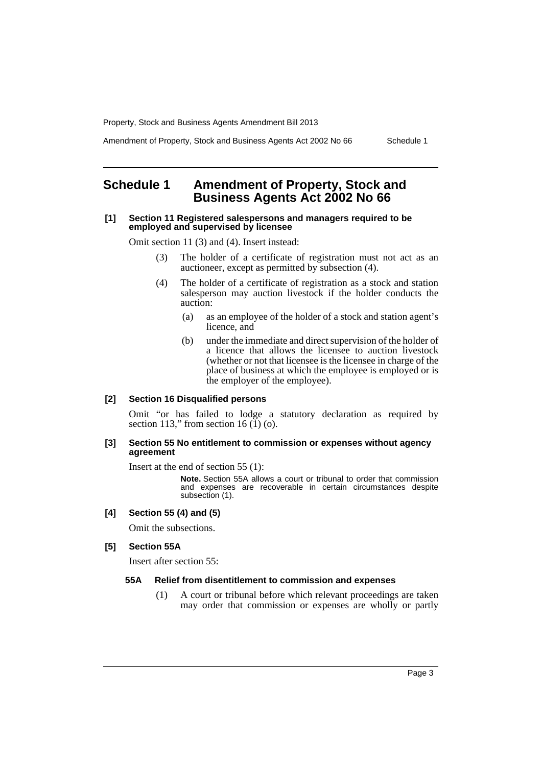# Schedule 1 Amendment of Property, Stock and Business Agents Act 2002 No 66

**[1] Section 11 Registered salespersons and managers required to be employed and supervised by licensee**

Omit section 11 (3) and (4). Insert instead:

> (3) The holder of a certificate of registration must not act as an auctioneer, except as permitted by subsection (4).
>
> (4) The holder of a certificate of registration as a stock and station salesperson may auction livestock if the holder conducts the auction:
>
> > (a) as an employee of the holder of a stock and station agent's licence, and
> >
> > (b) under the immediate and direct supervision of the holder of a licence that allows the licensee to auction livestock (whether or not that licensee is the licensee in charge of the place of business at which the employee is employed or is the employer of the employee).

**[2] Section 16 Disqualified persons**

Omit "or has failed to lodge a statutory declaration as required by section 113," from section 16 (1) (o).

**[3] Section 55 No entitlement to commission or expenses without agency agreement**

Insert at the end of section 55 (1):

> **Note.** Section 55A allows a court or tribunal to order that commission and expenses are recoverable in certain circumstances despite subsection (1).

**[4] Section 55 (4) and (5)**

Omit the subsections.

**[5] Section 55A**

Insert after section 55:

**55A Relief from disentitlement to commission and expenses**

> (1) A court or tribunal before which relevant proceedings are taken may order that commission or expenses are wholly or partly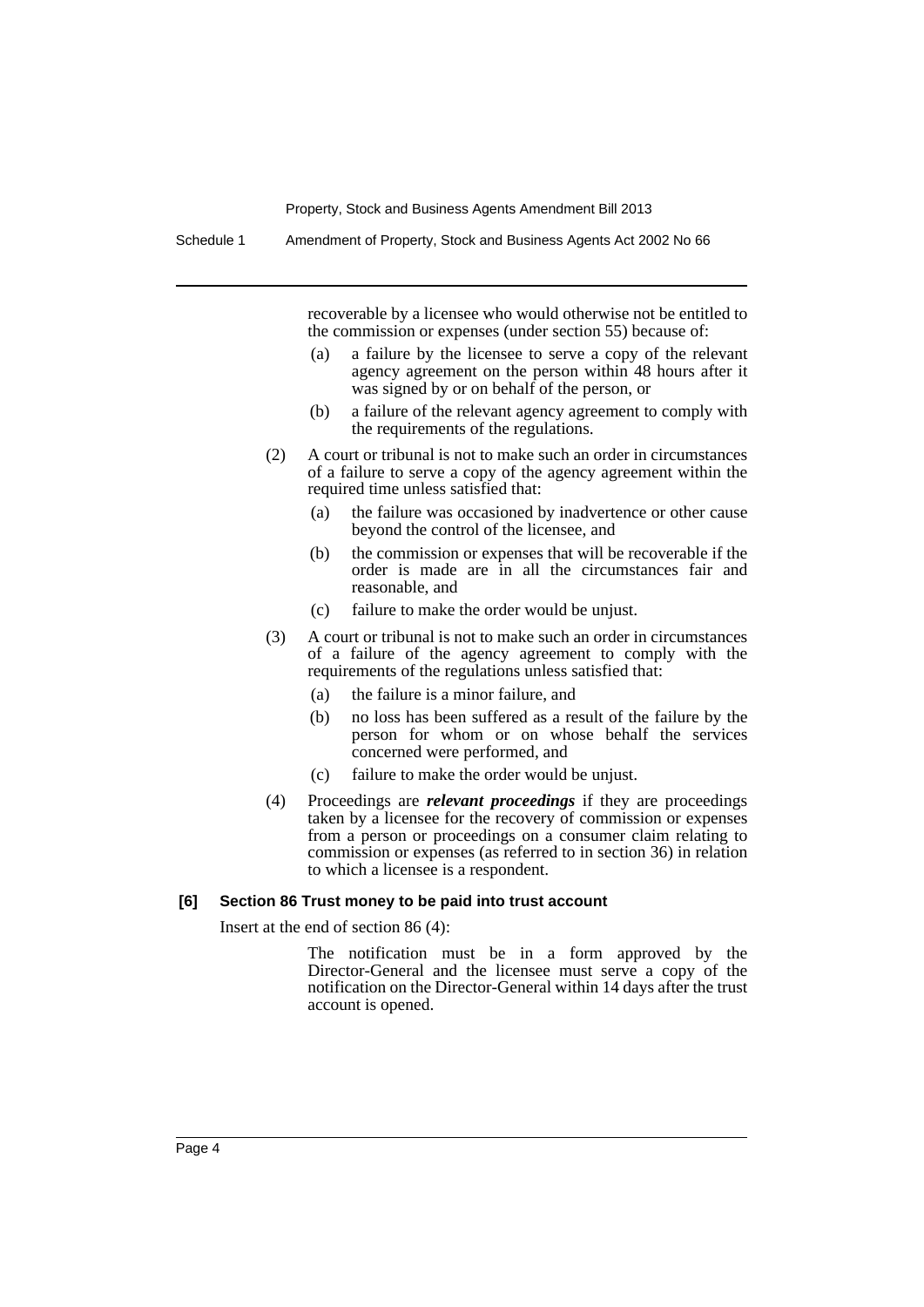recoverable by a licensee who would otherwise not be entitled to the commission or expenses (under section 55) because of:

(a) a failure by the licensee to serve a copy of the relevant agency agreement on the person within 48 hours after it was signed by or on behalf of the person, or

(b) a failure of the relevant agency agreement to comply with the requirements of the regulations.

(2) A court or tribunal is not to make such an order in circumstances of a failure to serve a copy of the agency agreement within the required time unless satisfied that:

(a) the failure was occasioned by inadvertence or other cause beyond the control of the licensee, and

(b) the commission or expenses that will be recoverable if the order is made are in all the circumstances fair and reasonable, and

(c) failure to make the order would be unjust.

(3) A court or tribunal is not to make such an order in circumstances of a failure of the agency agreement to comply with the requirements of the regulations unless satisfied that:

(a) the failure is a minor failure, and

(b) no loss has been suffered as a result of the failure by the person for whom or on whose behalf the services concerned were performed, and

(c) failure to make the order would be unjust.

(4) Proceedings are ***relevant proceedings*** if they are proceedings taken by a licensee for the recovery of commission or expenses from a person or proceedings on a consumer claim relating to commission or expenses (as referred to in section 36) in relation to which a licensee is a respondent.

**[6] Section 86 Trust money to be paid into trust account**

Insert at the end of section 86 (4):

The notification must be in a form approved by the Director-General and the licensee must serve a copy of the notification on the Director-General within 14 days after the trust account is opened.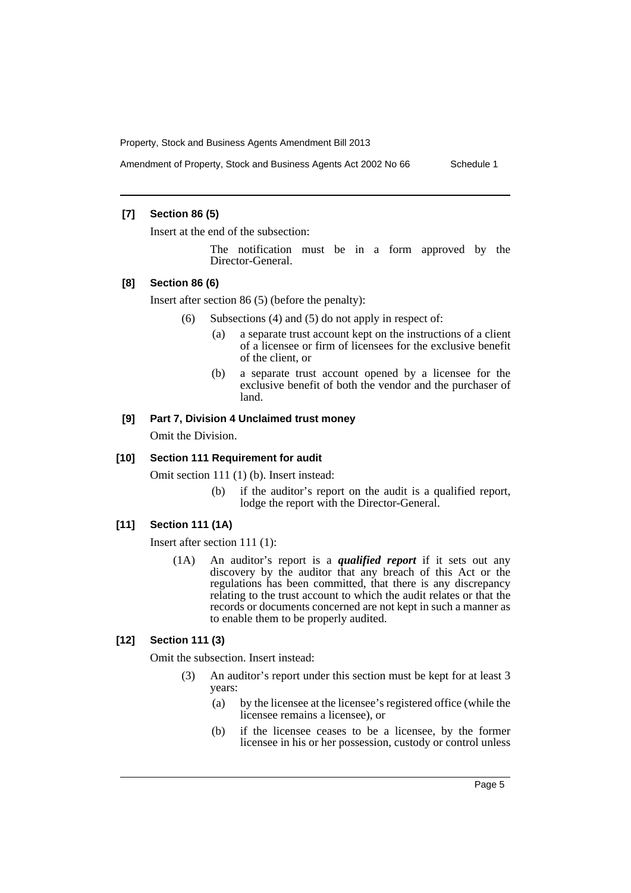**[7] Section 86 (5)**

Insert at the end of the subsection:

> The notification must be in a form approved by the Director-General.

**[8] Section 86 (6)**

Insert after section 86 (5) (before the penalty):

> (6) Subsections (4) and (5) do not apply in respect of:
>
> (a) a separate trust account kept on the instructions of a client of a licensee or firm of licensees for the exclusive benefit of the client, or
>
> (b) a separate trust account opened by a licensee for the exclusive benefit of both the vendor and the purchaser of land.

**[9] Part 7, Division 4 Unclaimed trust money**

Omit the Division.

**[10] Section 111 Requirement for audit**

Omit section 111 (1) (b). Insert instead:

> (b) if the auditor's report on the audit is a qualified report, lodge the report with the Director-General.

**[11] Section 111 (1A)**

Insert after section 111 (1):

> (1A) An auditor's report is a ***qualified report*** if it sets out any discovery by the auditor that any breach of this Act or the regulations has been committed, that there is any discrepancy relating to the trust account to which the audit relates or that the records or documents concerned are not kept in such a manner as to enable them to be properly audited.

**[12] Section 111 (3)**

Omit the subsection. Insert instead:

> (3) An auditor's report under this section must be kept for at least 3 years:
>
> (a) by the licensee at the licensee's registered office (while the licensee remains a licensee), or
>
> (b) if the licensee ceases to be a licensee, by the former licensee in his or her possession, custody or control unless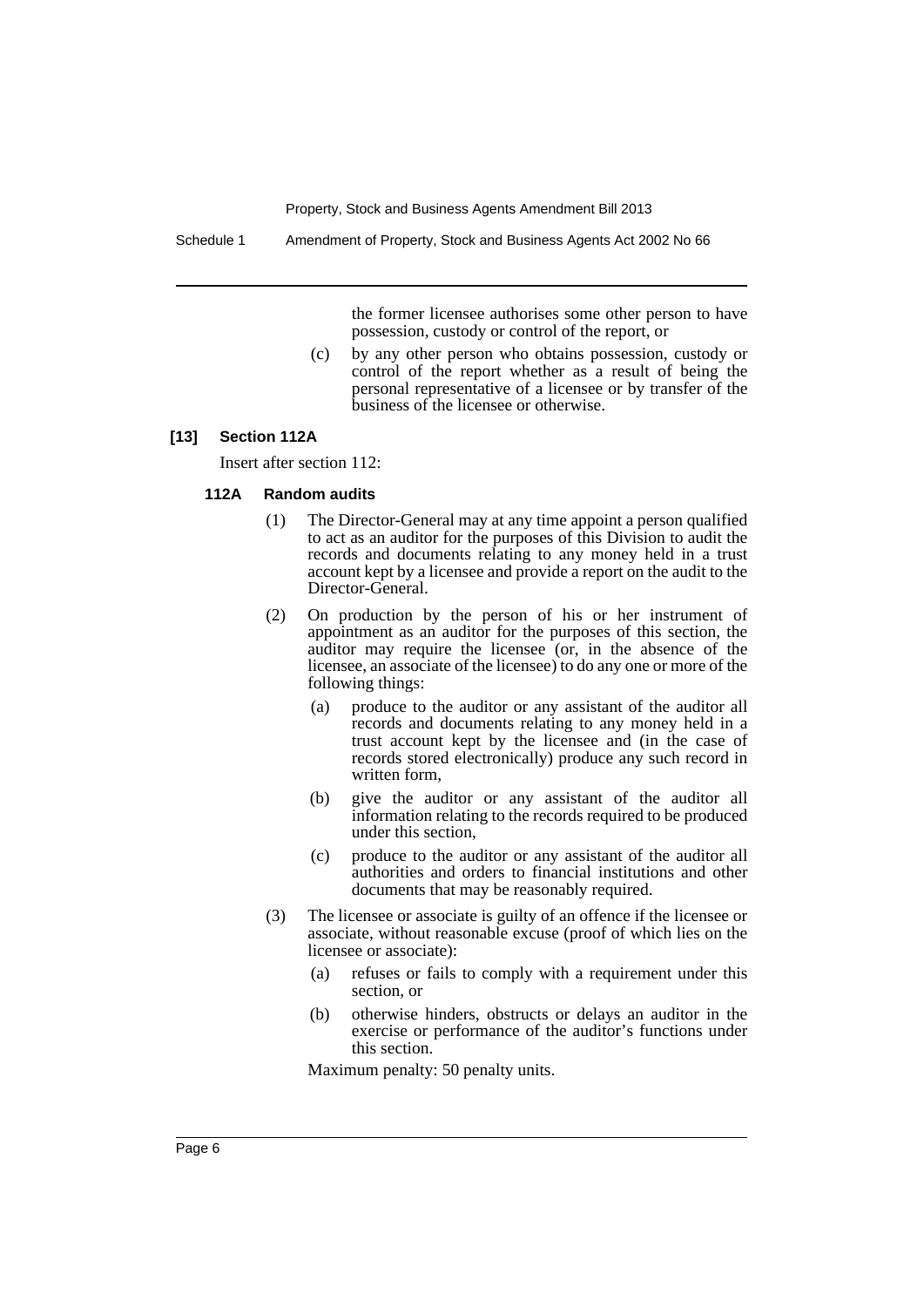the former licensee authorises some other person to have possession, custody or control of the report, or

(c) by any other person who obtains possession, custody or control of the report whether as a result of being the personal representative of a licensee or by transfer of the business of the licensee or otherwise.

### [13] Section 112A

Insert after section 112:

#### 112A Random audits

(1) The Director-General may at any time appoint a person qualified to act as an auditor for the purposes of this Division to audit the records and documents relating to any money held in a trust account kept by a licensee and provide a report on the audit to the Director-General.

(2) On production by the person of his or her instrument of appointment as an auditor for the purposes of this section, the auditor may require the licensee (or, in the absence of the licensee, an associate of the licensee) to do any one or more of the following things:

(a) produce to the auditor or any assistant of the auditor all records and documents relating to any money held in a trust account kept by the licensee and (in the case of records stored electronically) produce any such record in written form,

(b) give the auditor or any assistant of the auditor all information relating to the records required to be produced under this section,

(c) produce to the auditor or any assistant of the auditor all authorities and orders to financial institutions and other documents that may be reasonably required.

(3) The licensee or associate is guilty of an offence if the licensee or associate, without reasonable excuse (proof of which lies on the licensee or associate):

(a) refuses or fails to comply with a requirement under this section, or

(b) otherwise hinders, obstructs or delays an auditor in the exercise or performance of the auditor's functions under this section.

Maximum penalty: 50 penalty units.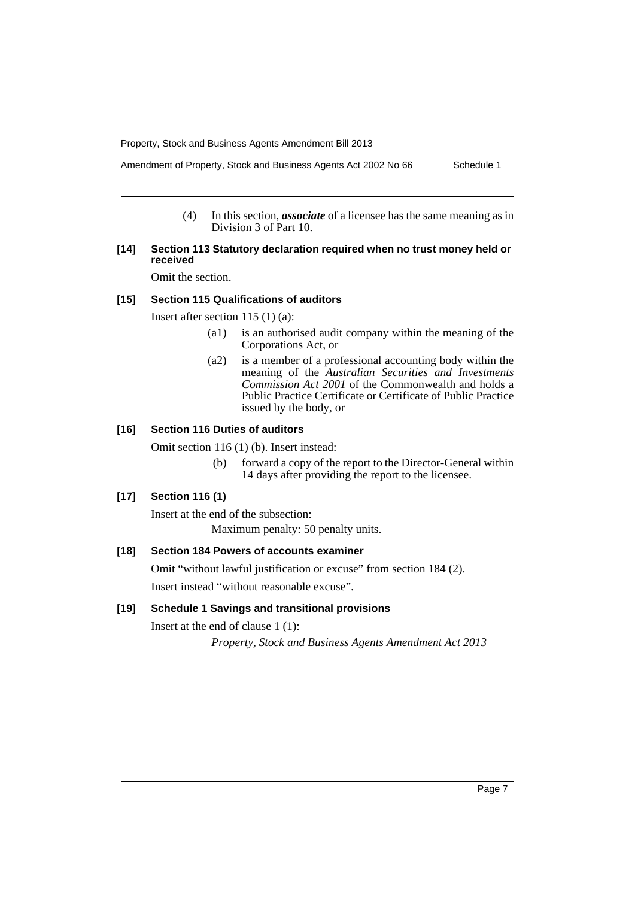(4) In this section, ***associate*** of a licensee has the same meaning as in Division 3 of Part 10.

**[14] Section 113 Statutory declaration required when no trust money held or received**

Omit the section.

**[15] Section 115 Qualifications of auditors**

Insert after section 115 (1) (a):

(a1) is an authorised audit company within the meaning of the Corporations Act, or

(a2) is a member of a professional accounting body within the meaning of the *Australian Securities and Investments Commission Act 2001* of the Commonwealth and holds a Public Practice Certificate or Certificate of Public Practice issued by the body, or

**[16] Section 116 Duties of auditors**

Omit section 116 (1) (b). Insert instead:

(b) forward a copy of the report to the Director-General within 14 days after providing the report to the licensee.

**[17] Section 116 (1)**

Insert at the end of the subsection:

Maximum penalty: 50 penalty units.

**[18] Section 184 Powers of accounts examiner**

Omit "without lawful justification or excuse" from section 184 (2).

Insert instead "without reasonable excuse".

**[19] Schedule 1 Savings and transitional provisions**

Insert at the end of clause 1 (1):

*Property, Stock and Business Agents Amendment Act 2013*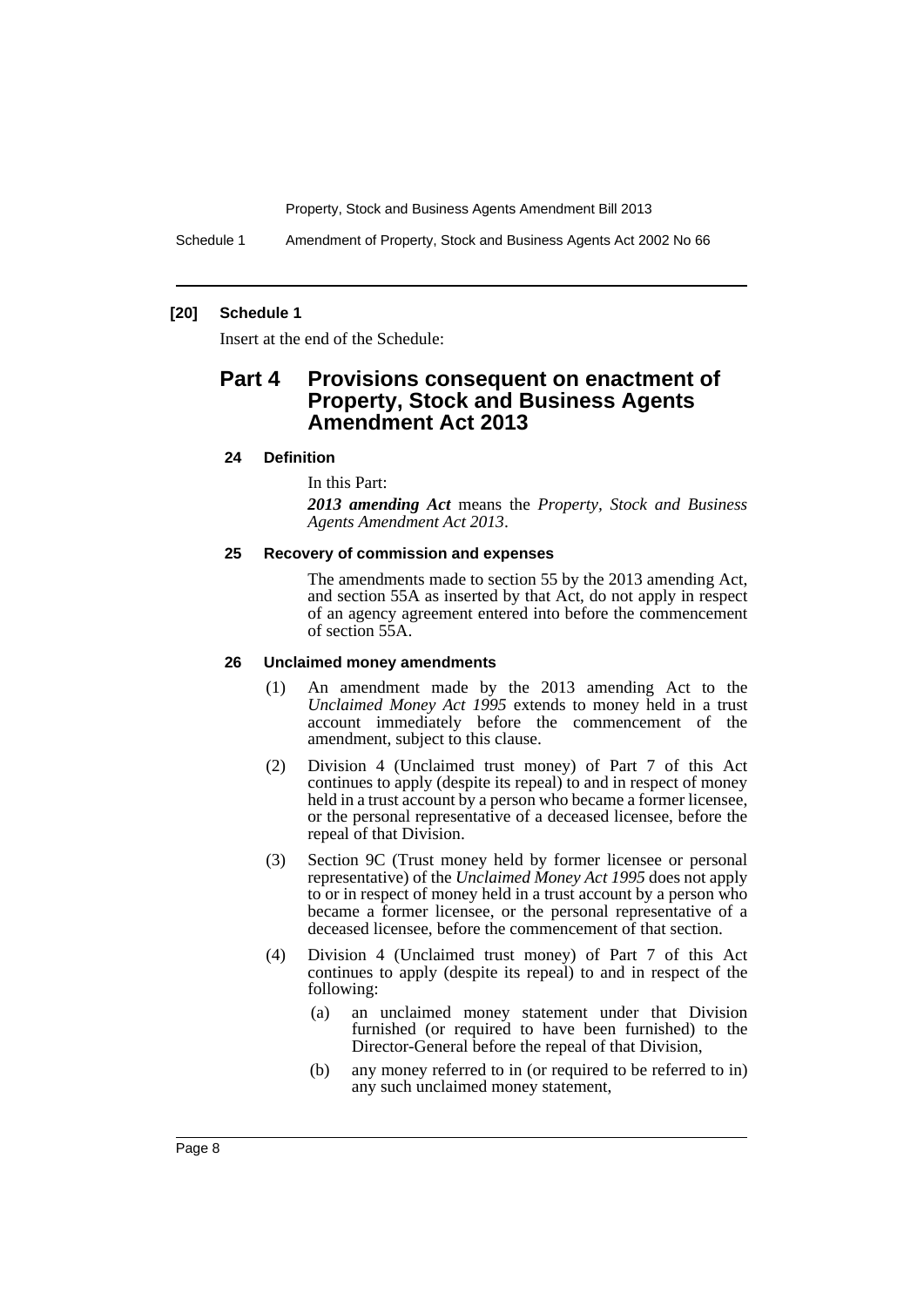**[20] Schedule 1**

Insert at the end of the Schedule:

## Part 4 Provisions consequent on enactment of Property, Stock and Business Agents Amendment Act 2013

### 24 Definition

In this Part:

***2013 amending Act*** means the *Property, Stock and Business Agents Amendment Act 2013*.

### 25 Recovery of commission and expenses

The amendments made to section 55 by the 2013 amending Act, and section 55A as inserted by that Act, do not apply in respect of an agency agreement entered into before the commencement of section 55A.

### 26 Unclaimed money amendments

(1) An amendment made by the 2013 amending Act to the *Unclaimed Money Act 1995* extends to money held in a trust account immediately before the commencement of the amendment, subject to this clause.

(2) Division 4 (Unclaimed trust money) of Part 7 of this Act continues to apply (despite its repeal) to and in respect of money held in a trust account by a person who became a former licensee, or the personal representative of a deceased licensee, before the repeal of that Division.

(3) Section 9C (Trust money held by former licensee or personal representative) of the *Unclaimed Money Act 1995* does not apply to or in respect of money held in a trust account by a person who became a former licensee, or the personal representative of a deceased licensee, before the commencement of that section.

(4) Division 4 (Unclaimed trust money) of Part 7 of this Act continues to apply (despite its repeal) to and in respect of the following:

(a) an unclaimed money statement under that Division furnished (or required to have been furnished) to the Director-General before the repeal of that Division,

(b) any money referred to in (or required to be referred to in) any such unclaimed money statement,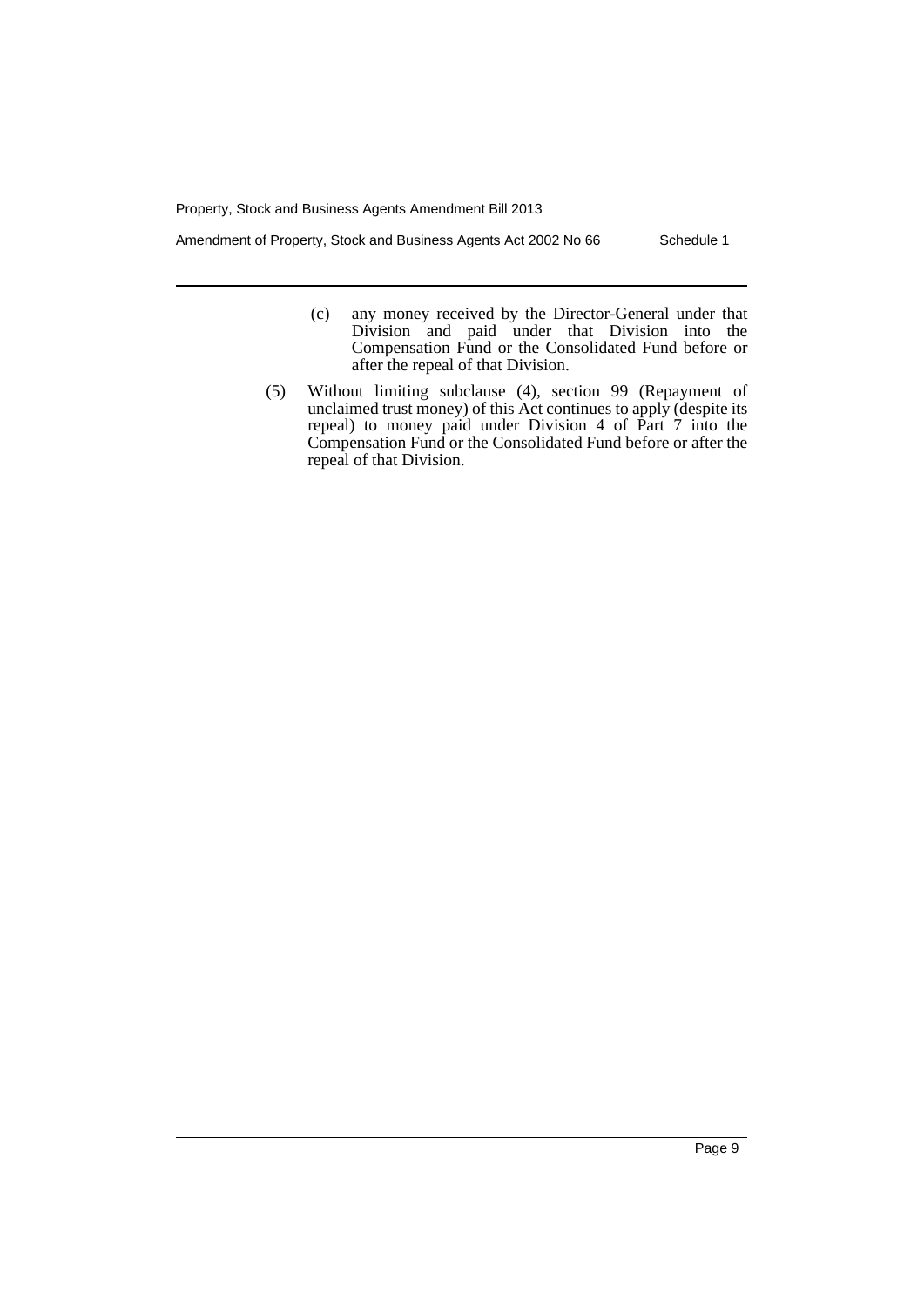(c) any money received by the Director-General under that Division and paid under that Division into the Compensation Fund or the Consolidated Fund before or after the repeal of that Division.

(5) Without limiting subclause (4), section 99 (Repayment of unclaimed trust money) of this Act continues to apply (despite its repeal) to money paid under Division 4 of Part 7 into the Compensation Fund or the Consolidated Fund before or after the repeal of that Division.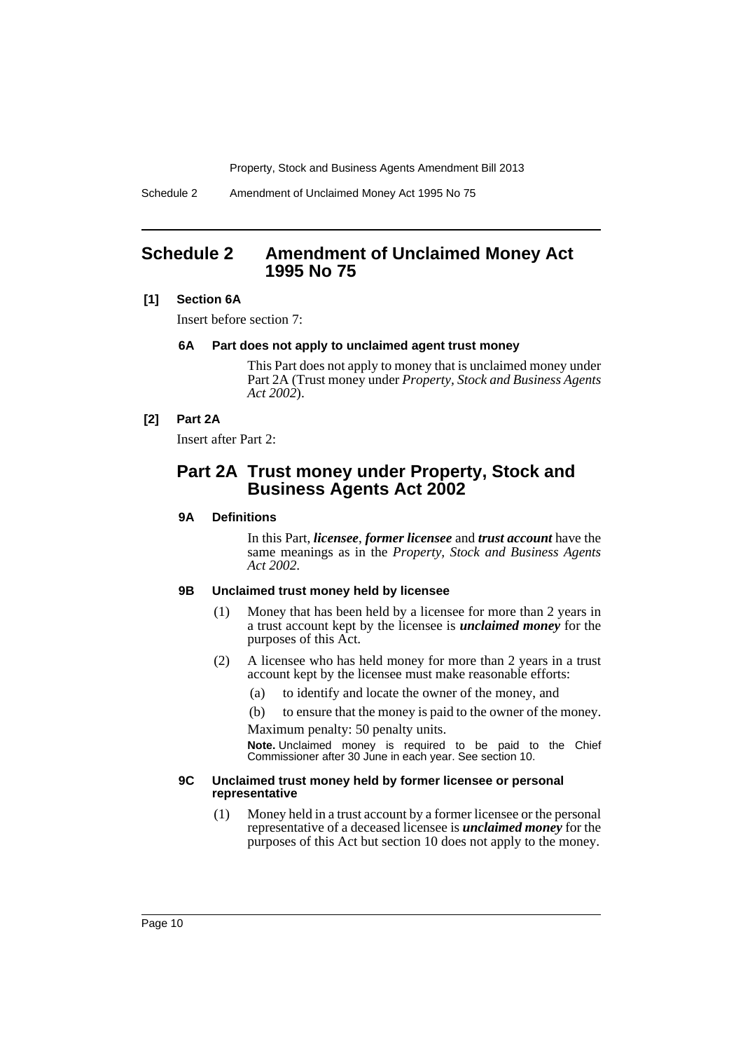## Schedule 2 Amendment of Unclaimed Money Act 1995 No 75

**[1] Section 6A**

Insert before section 7:

**6A Part does not apply to unclaimed agent trust money**

This Part does not apply to money that is unclaimed money under Part 2A (Trust money under *Property, Stock and Business Agents Act 2002*).

**[2] Part 2A**

Insert after Part 2:

## Part 2A Trust money under Property, Stock and Business Agents Act 2002

**9A Definitions**

In this Part, ***licensee***, ***former licensee*** and ***trust account*** have the same meanings as in the *Property, Stock and Business Agents Act 2002*.

**9B Unclaimed trust money held by licensee**

(1) Money that has been held by a licensee for more than 2 years in a trust account kept by the licensee is ***unclaimed money*** for the purposes of this Act.

(2) A licensee who has held money for more than 2 years in a trust account kept by the licensee must make reasonable efforts:

(a) to identify and locate the owner of the money, and

(b) to ensure that the money is paid to the owner of the money.

Maximum penalty: 50 penalty units.

**Note.** Unclaimed money is required to be paid to the Chief Commissioner after 30 June in each year. See section 10.

**9C Unclaimed trust money held by former licensee or personal representative**

(1) Money held in a trust account by a former licensee or the personal representative of a deceased licensee is ***unclaimed money*** for the purposes of this Act but section 10 does not apply to the money.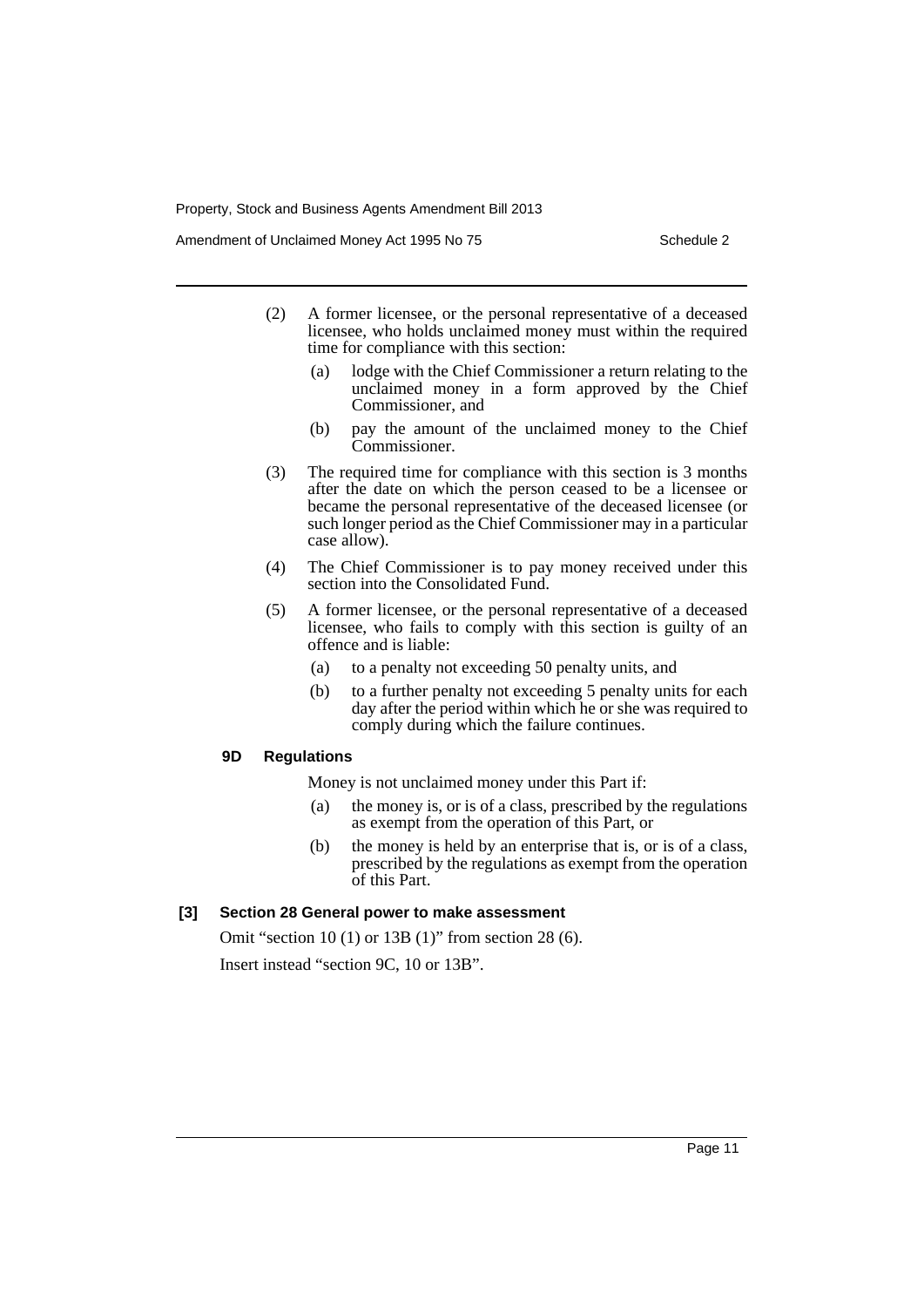(2) A former licensee, or the personal representative of a deceased licensee, who holds unclaimed money must within the required time for compliance with this section:

(a) lodge with the Chief Commissioner a return relating to the unclaimed money in a form approved by the Chief Commissioner, and

(b) pay the amount of the unclaimed money to the Chief Commissioner.

(3) The required time for compliance with this section is 3 months after the date on which the person ceased to be a licensee or became the personal representative of the deceased licensee (or such longer period as the Chief Commissioner may in a particular case allow).

(4) The Chief Commissioner is to pay money received under this section into the Consolidated Fund.

(5) A former licensee, or the personal representative of a deceased licensee, who fails to comply with this section is guilty of an offence and is liable:

(a) to a penalty not exceeding 50 penalty units, and

(b) to a further penalty not exceeding 5 penalty units for each day after the period within which he or she was required to comply during which the failure continues.

**9D Regulations**

Money is not unclaimed money under this Part if:

(a) the money is, or is of a class, prescribed by the regulations as exempt from the operation of this Part, or

(b) the money is held by an enterprise that is, or is of a class, prescribed by the regulations as exempt from the operation of this Part.

**[3] Section 28 General power to make assessment**

Omit "section 10 (1) or 13B (1)" from section 28 (6).

Insert instead "section 9C, 10 or 13B".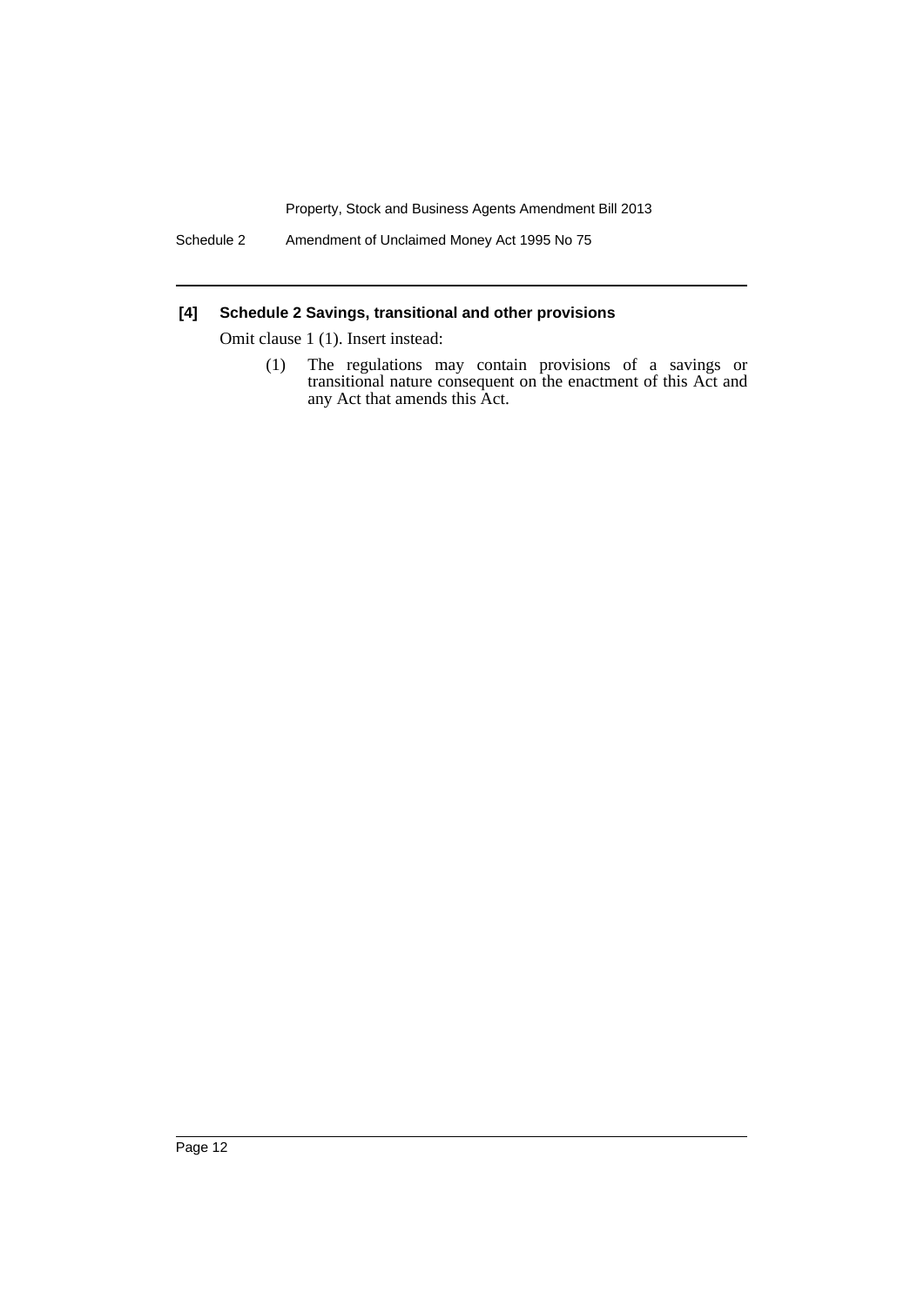**[4] Schedule 2 Savings, transitional and other provisions**

Omit clause 1 (1). Insert instead:

(1) The regulations may contain provisions of a savings or transitional nature consequent on the enactment of this Act and any Act that amends this Act.